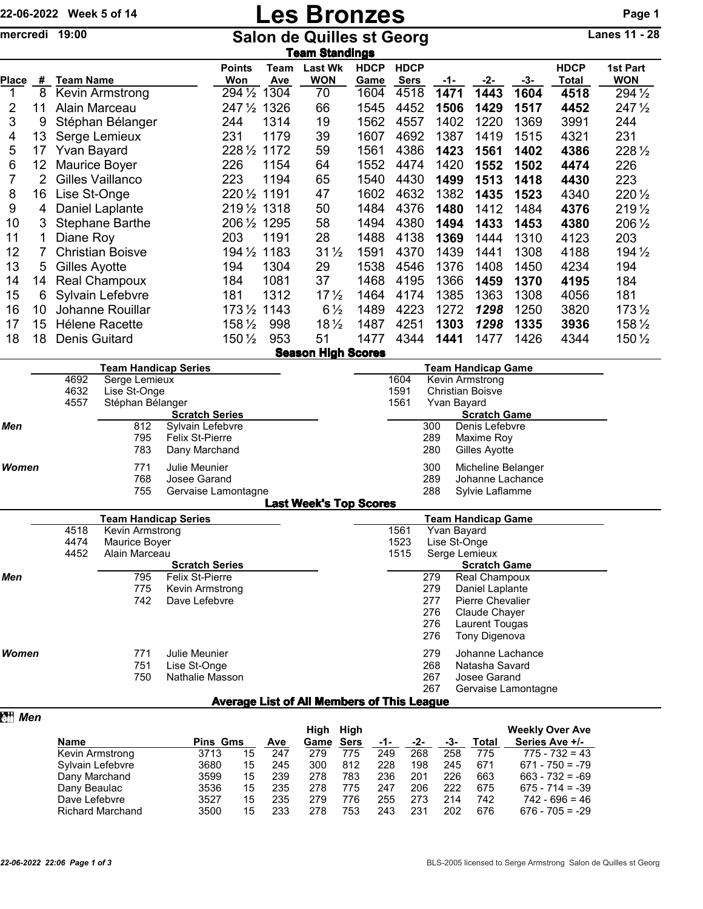22-06-2022 Week 5 of 14

# Les Bronzes

mercredi 19:00

## Salon de Quilles st Georg

Lanes 11 - 28

### Team Standings

| Place | # | Team Name | Points Won | Team Ave | Last Wk WON | HDCP Game | HDCP Sers | -1- | -2- | -3- | HDCP Total | 1st Part WON |
|---|---|---|---|---|---|---|---|---|---|---|---|---|
| 1 | 8 | Kevin Armstrong | 294 ½ | 1304 | 70 | 1604 | 4518 | **1471** | **1443** | **1604** | **4518** | 294 ½ |
| 2 | 11 | Alain Marceau | 247 ½ | 1326 | 66 | 1545 | 4452 | **1506** | **1429** | **1517** | **4452** | 247 ½ |
| 3 | 9 | Stéphan Bélanger | 244 | 1314 | 19 | 1562 | 4557 | 1402 | 1220 | 1369 | 3991 | 244 |
| 4 | 13 | Serge Lemieux | 231 | 1179 | 39 | 1607 | 4692 | 1387 | 1419 | 1515 | 4321 | 231 |
| 5 | 17 | Yvan Bayard | 228 ½ | 1172 | 59 | 1561 | 4386 | **1423** | **1561** | **1402** | **4386** | 228 ½ |
| 6 | 12 | Maurice Boyer | 226 | 1154 | 64 | 1552 | 4474 | 1420 | **1552** | **1502** | **4474** | 226 |
| 7 | 2 | Gilles Vaillanco | 223 | 1194 | 65 | 1540 | 4430 | **1499** | **1513** | **1418** | **4430** | 223 |
| 8 | 16 | Lise St-Onge | 220 ½ | 1191 | 47 | 1602 | 4632 | 1382 | **1435** | **1523** | 4340 | 220 ½ |
| 9 | 4 | Daniel Laplante | 219 ½ | 1318 | 50 | 1484 | 4376 | **1480** | 1412 | 1484 | **4376** | 219 ½ |
| 10 | 3 | Stephane Barthe | 206 ½ | 1295 | 58 | 1494 | 4380 | **1494** | **1433** | **1453** | **4380** | 206 ½ |
| 11 | 1 | Diane Roy | 203 | 1191 | 28 | 1488 | 4138 | **1369** | 1444 | 1310 | 4123 | 203 |
| 12 | 7 | Christian Boisve | 194 ½ | 1183 | 31 ½ | 1591 | 4370 | 1439 | 1441 | 1308 | 4188 | 194 ½ |
| 13 | 5 | Gilles Ayotte | 194 | 1304 | 29 | 1538 | 4546 | 1376 | 1408 | 1450 | 4234 | 194 |
| 14 | 14 | Real Champoux | 184 | 1081 | 37 | 1468 | 4195 | 1366 | **1459** | **1370** | **4195** | 184 |
| 15 | 6 | Sylvain Lefebvre | 181 | 1312 | 17 ½ | 1464 | 4174 | 1385 | 1363 | 1308 | 4056 | 181 |
| 16 | 10 | Johanne Rouillar | 173 ½ | 1143 | 6 ½ | 1489 | 4223 | 1272 | ***1298*** | 1250 | 3820 | 173 ½ |
| 17 | 15 | Hélene Racette | 158 ½ | 998 | 18 ½ | 1487 | 4251 | **1303** | ***1298*** | **1335** | **3936** | 158 ½ |
| 18 | 18 | Denis Guitard | 150 ½ | 953 | 51 | 1477 | 4344 | **1441** | 1477 | 1426 | 4344 | 150 ½ |

### Season High Scores

**Team Handicap Series**

| Score | Team |
|---|---|
| 4692 | Serge Lemieux |
| 4632 | Lise St-Onge |
| 4557 | Stéphan Bélanger |

**Team Handicap Game**

| Score | Team |
|---|---|
| 1604 | Kevin Armstrong |
| 1591 | Christian Boisve |
| 1561 | Yvan Bayard |

| | Scratch Series | | Scratch Game | |
|---|---|---|---|---|
| **Men** | 812 | Sylvain Lefebvre | 300 | Denis Lefebvre |
| | 795 | Felix St-Pierre | 289 | Maxime Roy |
| | 783 | Dany Marchand | 280 | Gilles Ayotte |
| **Women** | 771 | Julie Meunier | 300 | Micheline Belanger |
| | 768 | Josee Garand | 289 | Johanne Lachance |
| | 755 | Gervaise Lamontagne | 288 | Sylvie Laflamme |

### Last Week's Top Scores

**Team Handicap Series**

| Score | Team |
|---|---|
| 4518 | Kevin Armstrong |
| 4474 | Maurice Boyer |
| 4452 | Alain Marceau |

**Team Handicap Game**

| Score | Team |
|---|---|
| 1561 | Yvan Bayard |
| 1523 | Lise St-Onge |
| 1515 | Serge Lemieux |

| | Scratch Series | | Scratch Game | |
|---|---|---|---|---|
| **Men** | 795 | Felix St-Pierre | 279 | Real Champoux |
| | 775 | Kevin Armstrong | 279 | Daniel Laplante |
| | 742 | Dave Lefebvre | 277 | Pierre Chevalier |
| | | | 276 | Claude Chayer |
| | | | 276 | Laurent Tougas |
| | | | 276 | Tony Digenova |
| **Women** | 771 | Julie Meunier | 279 | Johanne Lachance |
| | 751 | Lise St-Onge | 268 | Natasha Savard |
| | 750 | Nathalie Masson | 267 | Josee Garand |
| | | | 267 | Gervaise Lamontagne |

### Average List of All Members of This League

***Men***

| Name | Pins | Gms | Ave | High Game | High Sers | -1- | -2- | -3- | Total | Weekly Over Ave Series Ave +/- |
|---|---|---|---|---|---|---|---|---|---|---|
| Kevin Armstrong | 3713 | 15 | 247 | 279 | 775 | 249 | 268 | 258 | 775 | 775 - 732 = 43 |
| Sylvain Lefebvre | 3680 | 15 | 245 | 300 | 812 | 228 | 198 | 245 | 671 | 671 - 750 = -79 |
| Dany Marchand | 3599 | 15 | 239 | 278 | 783 | 236 | 201 | 226 | 663 | 663 - 732 = -69 |
| Dany Beaulac | 3536 | 15 | 235 | 278 | 775 | 247 | 206 | 222 | 675 | 675 - 714 = -39 |
| Dave Lefebvre | 3527 | 15 | 235 | 279 | 776 | 255 | 273 | 214 | 742 | 742 - 696 = 46 |
| Richard Marchand | 3500 | 15 | 233 | 278 | 753 | 243 | 231 | 202 | 676 | 676 - 705 = -29 |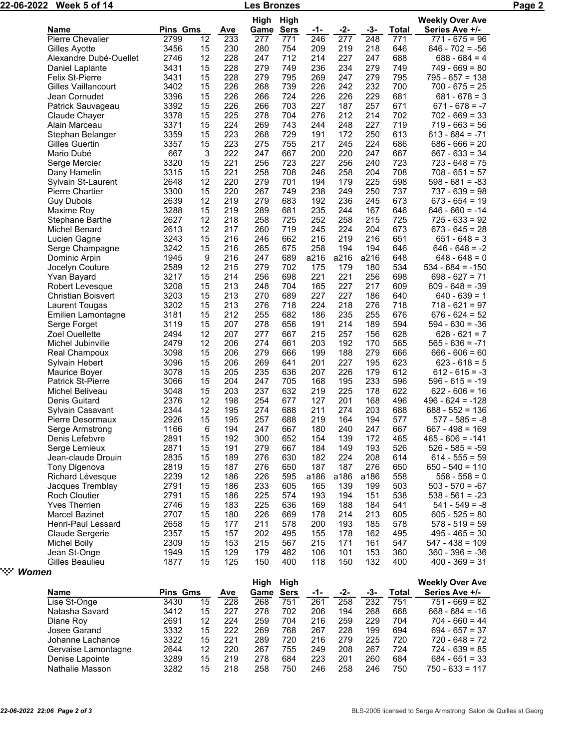| Name | Pins | Gms | Ave | High Game | High Sers | -1- | -2- | -3- | Total | Weekly Over Ave Series Ave +/- |
|---|---|---|---|---|---|---|---|---|---|---|
| Pierre Chevalier | 2799 | 12 | 233 | 277 | 771 | 246 | 277 | 248 | 771 | 771 - 675 = 96 |
| Gilles Ayotte | 3456 | 15 | 230 | 280 | 754 | 209 | 219 | 218 | 646 | 646 - 702 = -56 |
| Alexandre Dubé-Ouellet | 2746 | 12 | 228 | 247 | 712 | 214 | 227 | 247 | 688 | 688 - 684 = 4 |
| Daniel Laplante | 3431 | 15 | 228 | 279 | 749 | 236 | 234 | 279 | 749 | 749 - 669 = 80 |
| Felix St-Pierre | 3431 | 15 | 228 | 279 | 795 | 269 | 247 | 279 | 795 | 795 - 657 = 138 |
| Gilles Vaillancourt | 3402 | 15 | 226 | 268 | 739 | 226 | 242 | 232 | 700 | 700 - 675 = 25 |
| Jean Cornudet | 3396 | 15 | 226 | 266 | 724 | 226 | 226 | 229 | 681 | 681 - 678 = 3 |
| Patrick Sauvageau | 3392 | 15 | 226 | 266 | 703 | 227 | 187 | 257 | 671 | 671 - 678 = -7 |
| Claude Chayer | 3378 | 15 | 225 | 278 | 704 | 276 | 212 | 214 | 702 | 702 - 669 = 33 |
| Alain Marceau | 3371 | 15 | 224 | 269 | 743 | 244 | 248 | 227 | 719 | 719 - 663 = 56 |
| Stephan Belanger | 3359 | 15 | 223 | 268 | 729 | 191 | 172 | 250 | 613 | 613 - 684 = -71 |
| Gilles Guertin | 3357 | 15 | 223 | 275 | 755 | 217 | 245 | 224 | 686 | 686 - 666 = 20 |
| Mario Dubé | 667 | 3 | 222 | 247 | 667 | 200 | 220 | 247 | 667 | 667 - 633 = 34 |
| Serge Mercier | 3320 | 15 | 221 | 256 | 723 | 227 | 256 | 240 | 723 | 723 - 648 = 75 |
| Dany Hamelin | 3315 | 15 | 221 | 258 | 708 | 246 | 258 | 204 | 708 | 708 - 651 = 57 |
| Sylvain St-Laurent | 2648 | 12 | 220 | 279 | 701 | 194 | 179 | 225 | 598 | 598 - 681 = -83 |
| Pierre Chartier | 3300 | 15 | 220 | 267 | 749 | 238 | 249 | 250 | 737 | 737 - 639 = 98 |
| Guy Dubois | 2639 | 12 | 219 | 279 | 683 | 192 | 236 | 245 | 673 | 673 - 654 = 19 |
| Maxime Roy | 3288 | 15 | 219 | 289 | 681 | 235 | 244 | 167 | 646 | 646 - 660 = -14 |
| Stephane Barthe | 2627 | 12 | 218 | 258 | 725 | 252 | 258 | 215 | 725 | 725 - 633 = 92 |
| Michel Benard | 2613 | 12 | 217 | 260 | 719 | 245 | 224 | 204 | 673 | 673 - 645 = 28 |
| Lucien Gagne | 3243 | 15 | 216 | 246 | 662 | 216 | 219 | 216 | 651 | 651 - 648 = 3 |
| Serge Champagne | 3242 | 15 | 216 | 265 | 675 | 258 | 194 | 194 | 646 | 646 - 648 = -2 |
| Dominic Arpin | 1945 | 9 | 216 | 247 | 689 | a216 | a216 | a216 | 648 | 648 - 648 = 0 |
| Jocelyn Couture | 2589 | 12 | 215 | 279 | 702 | 175 | 179 | 180 | 534 | 534 - 684 = -150 |
| Yvan Bayard | 3217 | 15 | 214 | 256 | 698 | 221 | 221 | 256 | 698 | 698 - 627 = 71 |
| Robert Levesque | 3208 | 15 | 213 | 248 | 704 | 165 | 227 | 217 | 609 | 609 - 648 = -39 |
| Christian Boisvert | 3203 | 15 | 213 | 270 | 689 | 227 | 227 | 186 | 640 | 640 - 639 = 1 |
| Laurent Tougas | 3202 | 15 | 213 | 276 | 718 | 224 | 218 | 276 | 718 | 718 - 621 = 97 |
| Emilien Lamontagne | 3181 | 15 | 212 | 255 | 682 | 186 | 235 | 255 | 676 | 676 - 624 = 52 |
| Serge Forget | 3119 | 15 | 207 | 278 | 656 | 191 | 214 | 189 | 594 | 594 - 630 = -36 |
| Zoel Ouellette | 2494 | 12 | 207 | 277 | 667 | 215 | 257 | 156 | 628 | 628 - 621 = 7 |
| Michel Jubinville | 2479 | 12 | 206 | 274 | 661 | 203 | 192 | 170 | 565 | 565 - 636 = -71 |
| Real Champoux | 3098 | 15 | 206 | 279 | 666 | 199 | 188 | 279 | 666 | 666 - 606 = 60 |
| Sylvain Hebert | 3096 | 15 | 206 | 269 | 641 | 201 | 227 | 195 | 623 | 623 - 618 = 5 |
| Maurice Boyer | 3078 | 15 | 205 | 235 | 636 | 207 | 226 | 179 | 612 | 612 - 615 = -3 |
| Patrick St-Pierre | 3066 | 15 | 204 | 247 | 705 | 168 | 195 | 233 | 596 | 596 - 615 = -19 |
| Michel Beliveau | 3048 | 15 | 203 | 237 | 632 | 219 | 225 | 178 | 622 | 622 - 606 = 16 |
| Denis Guitard | 2376 | 12 | 198 | 254 | 677 | 127 | 201 | 168 | 496 | 496 - 624 = -128 |
| Sylvain Casavant | 2344 | 12 | 195 | 274 | 688 | 211 | 274 | 203 | 688 | 688 - 552 = 136 |
| Pierre Desormaux | 2926 | 15 | 195 | 257 | 688 | 219 | 164 | 194 | 577 | 577 - 585 = -8 |
| Serge Armstrong | 1166 | 6 | 194 | 247 | 667 | 180 | 240 | 247 | 667 | 667 - 498 = 169 |
| Denis Lefebvre | 2891 | 15 | 192 | 300 | 652 | 154 | 139 | 172 | 465 | 465 - 606 = -141 |
| Serge Lemieux | 2871 | 15 | 191 | 279 | 667 | 184 | 149 | 193 | 526 | 526 - 585 = -59 |
| Jean-claude Drouin | 2835 | 15 | 189 | 276 | 630 | 182 | 224 | 208 | 614 | 614 - 555 = 59 |
| Tony Digenova | 2819 | 15 | 187 | 276 | 650 | 187 | 187 | 276 | 650 | 650 - 540 = 110 |
| Richard Lévesque | 2239 | 12 | 186 | 226 | 595 | a186 | a186 | a186 | 558 | 558 - 558 = 0 |
| Jacques Tremblay | 2791 | 15 | 186 | 233 | 605 | 165 | 139 | 199 | 503 | 503 - 570 = -67 |
| Roch Cloutier | 2791 | 15 | 186 | 225 | 574 | 193 | 194 | 151 | 538 | 538 - 561 = -23 |
| Yves Therrien | 2746 | 15 | 183 | 225 | 636 | 169 | 188 | 184 | 541 | 541 - 549 = -8 |
| Marcel Bazinet | 2707 | 15 | 180 | 226 | 669 | 178 | 214 | 213 | 605 | 605 - 525 = 80 |
| Henri-Paul Lessard | 2658 | 15 | 177 | 211 | 578 | 200 | 193 | 185 | 578 | 578 - 519 = 59 |
| Claude Sergerie | 2357 | 15 | 157 | 202 | 495 | 155 | 178 | 162 | 495 | 495 - 465 = 30 |
| Michel Boily | 2309 | 15 | 153 | 215 | 567 | 215 | 171 | 161 | 547 | 547 - 438 = 109 |
| Jean St-Onge | 1949 | 15 | 129 | 179 | 482 | 106 | 101 | 153 | 360 | 360 - 396 = -36 |
| Gilles Beaulieu | 1877 | 15 | 125 | 150 | 400 | 118 | 150 | 132 | 400 | 400 - 369 = 31 |

## Women

| Name | Pins | Gms | Ave | High Game | High Sers | -1- | -2- | -3- | Total | Weekly Over Ave Series Ave +/- |
|---|---|---|---|---|---|---|---|---|---|---|
| Lise St-Onge | 3430 | 15 | 228 | 268 | 751 | 261 | 258 | 232 | 751 | 751 - 669 = 82 |
| Natasha Savard | 3412 | 15 | 227 | 278 | 702 | 206 | 194 | 268 | 668 | 668 - 684 = -16 |
| Diane Roy | 2691 | 12 | 224 | 259 | 704 | 216 | 259 | 229 | 704 | 704 - 660 = 44 |
| Josee Garand | 3332 | 15 | 222 | 269 | 768 | 267 | 228 | 199 | 694 | 694 - 657 = 37 |
| Johanne Lachance | 3322 | 15 | 221 | 289 | 720 | 216 | 279 | 225 | 720 | 720 - 648 = 72 |
| Gervaise Lamontagne | 2644 | 12 | 220 | 267 | 755 | 249 | 208 | 267 | 724 | 724 - 639 = 85 |
| Denise Lapointe | 3289 | 15 | 219 | 278 | 684 | 223 | 201 | 260 | 684 | 684 - 651 = 33 |
| Nathalie Masson | 3282 | 15 | 218 | 258 | 750 | 246 | 258 | 246 | 750 | 750 - 633 = 117 |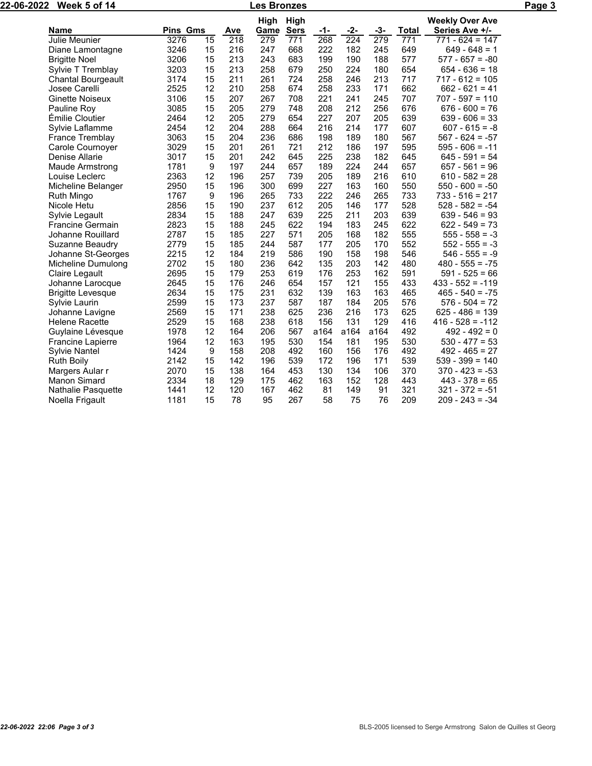| Name | Pins | Gms | Ave | High Game | High Sers | -1- | -2- | -3- | Total | Weekly Over Ave Series Ave +/- |
|---|---|---|---|---|---|---|---|---|---|---|
| Julie Meunier | 3276 | 15 | 218 | 279 | 771 | 268 | 224 | 279 | 771 | 771 - 624 = 147 |
| Diane Lamontagne | 3246 | 15 | 216 | 247 | 668 | 222 | 182 | 245 | 649 | 649 - 648 = 1 |
| Brigitte Noel | 3206 | 15 | 213 | 243 | 683 | 199 | 190 | 188 | 577 | 577 - 657 = -80 |
| Sylvie T Tremblay | 3203 | 15 | 213 | 258 | 679 | 250 | 224 | 180 | 654 | 654 - 636 = 18 |
| Chantal Bourgeault | 3174 | 15 | 211 | 261 | 724 | 258 | 246 | 213 | 717 | 717 - 612 = 105 |
| Josee Carelli | 2525 | 12 | 210 | 258 | 674 | 258 | 233 | 171 | 662 | 662 - 621 = 41 |
| Ginette Noiseux | 3106 | 15 | 207 | 267 | 708 | 221 | 241 | 245 | 707 | 707 - 597 = 110 |
| Pauline Roy | 3085 | 15 | 205 | 279 | 748 | 208 | 212 | 256 | 676 | 676 - 600 = 76 |
| Émilie Cloutier | 2464 | 12 | 205 | 279 | 654 | 227 | 207 | 205 | 639 | 639 - 606 = 33 |
| Sylvie Laflamme | 2454 | 12 | 204 | 288 | 664 | 216 | 214 | 177 | 607 | 607 - 615 = -8 |
| France Tremblay | 3063 | 15 | 204 | 236 | 686 | 198 | 189 | 180 | 567 | 567 - 624 = -57 |
| Carole Cournoyer | 3029 | 15 | 201 | 261 | 721 | 212 | 186 | 197 | 595 | 595 - 606 = -11 |
| Denise Allarie | 3017 | 15 | 201 | 242 | 645 | 225 | 238 | 182 | 645 | 645 - 591 = 54 |
| Maude Armstrong | 1781 | 9 | 197 | 244 | 657 | 189 | 224 | 244 | 657 | 657 - 561 = 96 |
| Louise Leclerc | 2363 | 12 | 196 | 257 | 739 | 205 | 189 | 216 | 610 | 610 - 582 = 28 |
| Micheline Belanger | 2950 | 15 | 196 | 300 | 699 | 227 | 163 | 160 | 550 | 550 - 600 = -50 |
| Ruth Mingo | 1767 | 9 | 196 | 265 | 733 | 222 | 246 | 265 | 733 | 733 - 516 = 217 |
| Nicole Hetu | 2856 | 15 | 190 | 237 | 612 | 205 | 146 | 177 | 528 | 528 - 582 = -54 |
| Sylvie Legault | 2834 | 15 | 188 | 247 | 639 | 225 | 211 | 203 | 639 | 639 - 546 = 93 |
| Francine Germain | 2823 | 15 | 188 | 245 | 622 | 194 | 183 | 245 | 622 | 622 - 549 = 73 |
| Johanne Rouillard | 2787 | 15 | 185 | 227 | 571 | 205 | 168 | 182 | 555 | 555 - 558 = -3 |
| Suzanne Beaudry | 2779 | 15 | 185 | 244 | 587 | 177 | 205 | 170 | 552 | 552 - 555 = -3 |
| Johanne St-Georges | 2215 | 12 | 184 | 219 | 586 | 190 | 158 | 198 | 546 | 546 - 555 = -9 |
| Micheline Dumulong | 2702 | 15 | 180 | 236 | 642 | 135 | 203 | 142 | 480 | 480 - 555 = -75 |
| Claire Legault | 2695 | 15 | 179 | 253 | 619 | 176 | 253 | 162 | 591 | 591 - 525 = 66 |
| Johanne Larocque | 2645 | 15 | 176 | 246 | 654 | 157 | 121 | 155 | 433 | 433 - 552 = -119 |
| Brigitte Levesque | 2634 | 15 | 175 | 231 | 632 | 139 | 163 | 163 | 465 | 465 - 540 = -75 |
| Sylvie Laurin | 2599 | 15 | 173 | 237 | 587 | 187 | 184 | 205 | 576 | 576 - 504 = 72 |
| Johanne Lavigne | 2569 | 15 | 171 | 238 | 625 | 236 | 216 | 173 | 625 | 625 - 486 = 139 |
| Helene Racette | 2529 | 15 | 168 | 238 | 618 | 156 | 131 | 129 | 416 | 416 - 528 = -112 |
| Guylaine Lévesque | 1978 | 12 | 164 | 206 | 567 | a164 | a164 | a164 | 492 | 492 - 492 = 0 |
| Francine Lapierre | 1964 | 12 | 163 | 195 | 530 | 154 | 181 | 195 | 530 | 530 - 477 = 53 |
| Sylvie Nantel | 1424 | 9 | 158 | 208 | 492 | 160 | 156 | 176 | 492 | 492 - 465 = 27 |
| Ruth Boily | 2142 | 15 | 142 | 196 | 539 | 172 | 196 | 171 | 539 | 539 - 399 = 140 |
| Margers Aular r | 2070 | 15 | 138 | 164 | 453 | 130 | 134 | 106 | 370 | 370 - 423 = -53 |
| Manon Simard | 2334 | 18 | 129 | 175 | 462 | 163 | 152 | 128 | 443 | 443 - 378 = 65 |
| Nathalie Pasquette | 1441 | 12 | 120 | 167 | 462 | 81 | 149 | 91 | 321 | 321 - 372 = -51 |
| Noella Frigault | 1181 | 15 | 78 | 95 | 267 | 58 | 75 | 76 | 209 | 209 - 243 = -34 |